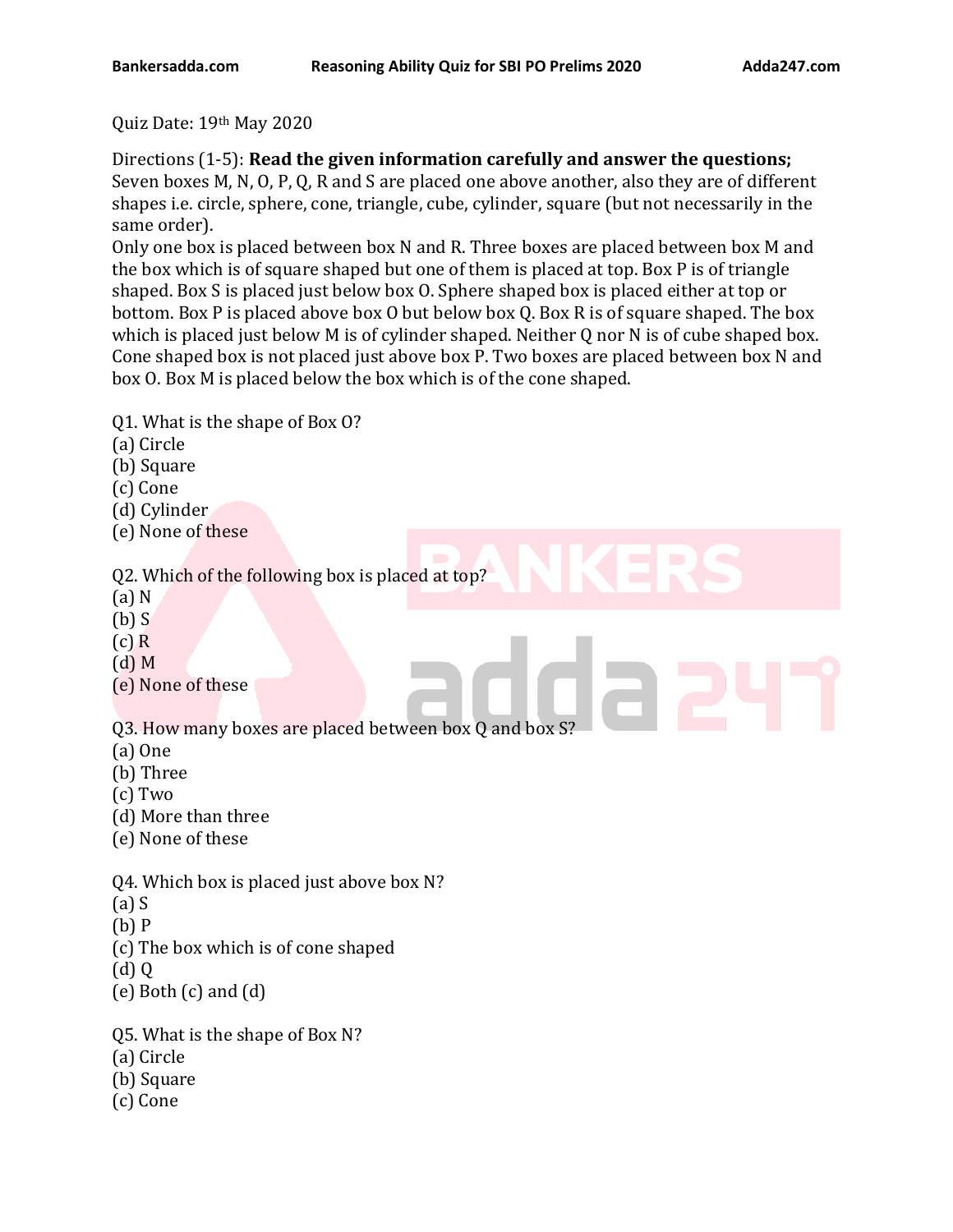Quiz Date: 19th May 2020

Directions (1-5): **Read the given information carefully and answer the questions;**
Seven boxes M, N, O, P, Q, R and S are placed one above another, also they are of different shapes i.e. circle, sphere, cone, triangle, cube, cylinder, square (but not necessarily in the same order).
Only one box is placed between box N and R. Three boxes are placed between box M and the box which is of square shaped but one of them is placed at top. Box P is of triangle shaped. Box S is placed just below box O. Sphere shaped box is placed either at top or bottom. Box P is placed above box O but below box Q. Box R is of square shaped. The box which is placed just below M is of cylinder shaped. Neither Q nor N is of cube shaped box. Cone shaped box is not placed just above box P. Two boxes are placed between box N and box O. Box M is placed below the box which is of the cone shaped.

Q1. What is the shape of Box O?
(a) Circle
(b) Square
(c) Cone
(d) Cylinder
(e) None of these

Q2. Which of the following box is placed at top?
(a) N
(b) S
(c) R
(d) M
(e) None of these

Q3. How many boxes are placed between box Q and box S?
(a) One
(b) Three
(c) Two
(d) More than three
(e) None of these

Q4. Which box is placed just above box N?
(a) S
(b) P
(c) The box which is of cone shaped
(d) Q
(e) Both (c) and (d)

Q5. What is the shape of Box N?
(a) Circle
(b) Square
(c) Cone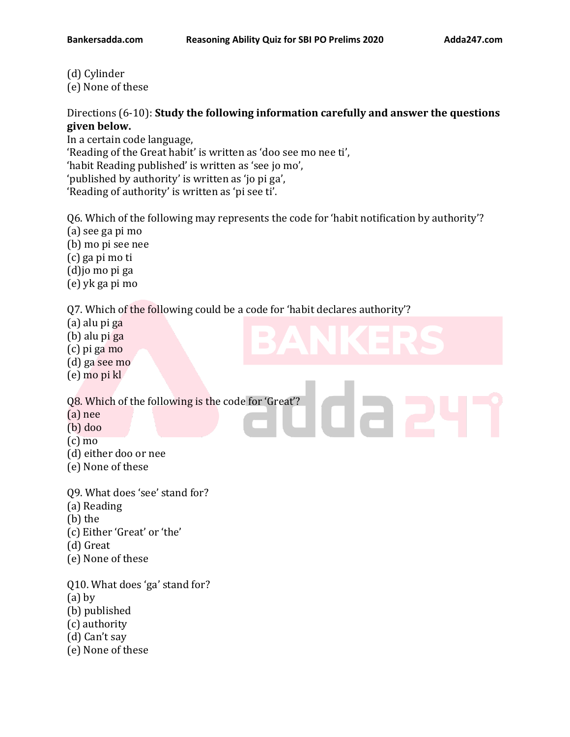(d) Cylinder
(e) None of these

Directions (6-10): **Study the following information carefully and answer the questions given below.**
In a certain code language,
'Reading of the Great habit' is written as 'doo see mo nee ti',
'habit Reading published' is written as 'see jo mo',
'published by authority' is written as 'jo pi ga',
'Reading of authority' is written as 'pi see ti'.

Q6. Which of the following may represents the code for 'habit notification by authority'?
(a) see ga pi mo
(b) mo pi see nee
(c) ga pi mo ti
(d)jo mo pi ga
(e) yk ga pi mo

Q7. Which of the following could be a code for 'habit declares authority'?
(a) alu pi ga
(b) alu pi ga
(c) pi ga mo
(d) ga see mo
(e) mo pi kl

Q8. Which of the following is the code for 'Great'?
(a) nee
(b) doo
(c) mo
(d) either doo or nee
(e) None of these

Q9. What does 'see' stand for?
(a) Reading
(b) the
(c) Either 'Great' or 'the'
(d) Great
(e) None of these

Q10. What does 'ga' stand for?
(a) by
(b) published
(c) authority
(d) Can't say
(e) None of these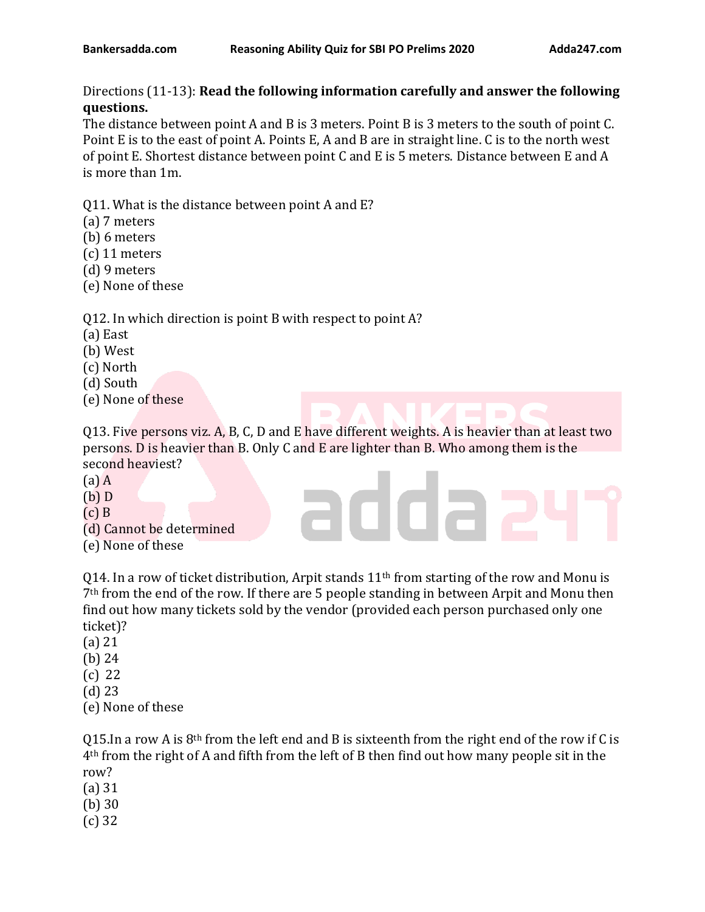Directions (11-13): **Read the following information carefully and answer the following questions.**

The distance between point A and B is 3 meters. Point B is 3 meters to the south of point C. Point E is to the east of point A. Points E, A and B are in straight line. C is to the north west of point E. Shortest distance between point C and E is 5 meters. Distance between E and A is more than 1m.

Q11. What is the distance between point A and E?
(a) 7 meters
(b) 6 meters
(c) 11 meters
(d) 9 meters
(e) None of these

Q12. In which direction is point B with respect to point A?
(a) East
(b) West
(c) North
(d) South
(e) None of these

Q13. Five persons viz. A, B, C, D and E have different weights. A is heavier than at least two persons. D is heavier than B. Only C and E are lighter than B. Who among them is the second heaviest?
(a) A
(b) D
(c) B
(d) Cannot be determined
(e) None of these

Q14. In a row of ticket distribution, Arpit stands 11th from starting of the row and Monu is 7th from the end of the row. If there are 5 people standing in between Arpit and Monu then find out how many tickets sold by the vendor (provided each person purchased only one ticket)?
(a) 21
(b) 24
(c) 22
(d) 23
(e) None of these

Q15. In a row A is 8th from the left end and B is sixteenth from the right end of the row if C is 4th from the right of A and fifth from the left of B then find out how many people sit in the row?
(a) 31
(b) 30
(c) 32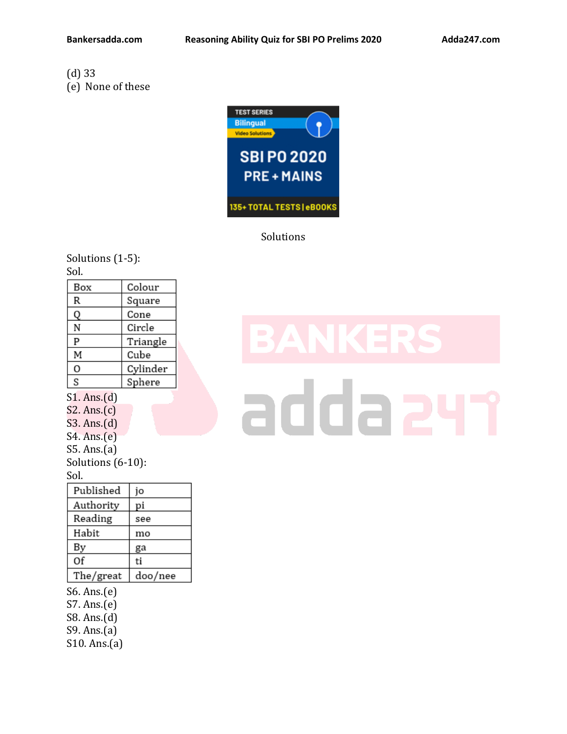(d) 33
(e) None of these

Solutions

Solutions (1-5):
Sol.

| Box | Colour |
|---|---|
| R | Square |
| Q | Cone |
| N | Circle |
| P | Triangle |
| M | Cube |
| O | Cylinder |
| S | Sphere |

S1. Ans.(d)
S2. Ans.(c)
S3. Ans.(d)
S4. Ans.(e)
S5. Ans.(a)

Solutions (6-10):
Sol.

| Published | jo |
|---|---|
| Authority | pi |
| Reading | see |
| Habit | mo |
| By | ga |
| Of | ti |
| The/great | doo/nee |

S6. Ans.(e)
S7. Ans.(e)
S8. Ans.(d)
S9. Ans.(a)
S10. Ans.(a)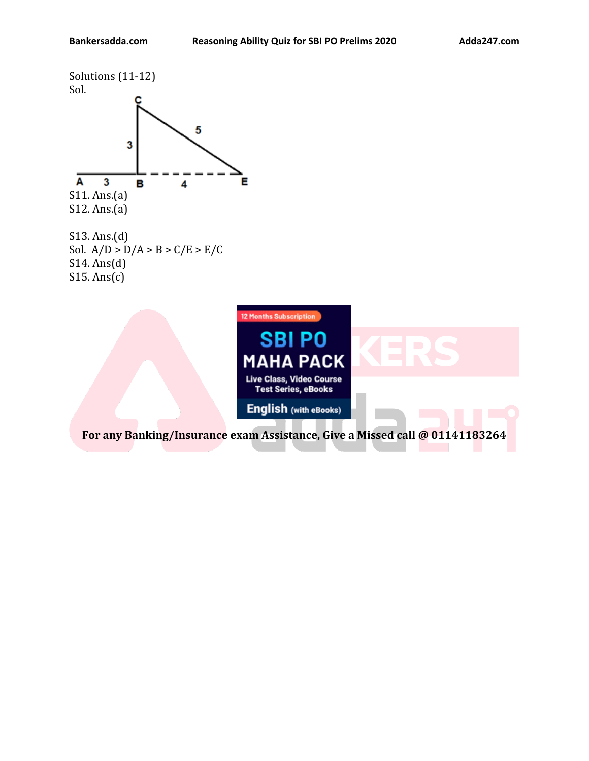Solutions (11-12)

Sol.

C

3

5

A 3 B 4 E

S11. Ans.(a)

S12. Ans.(a)

S13. Ans.(d)

Sol. A/D > D/A > B > C/E > E/C

S14. Ans(d)

S15. Ans(c)

For any Banking/Insurance exam Assistance, Give a Missed call @ 01141183264